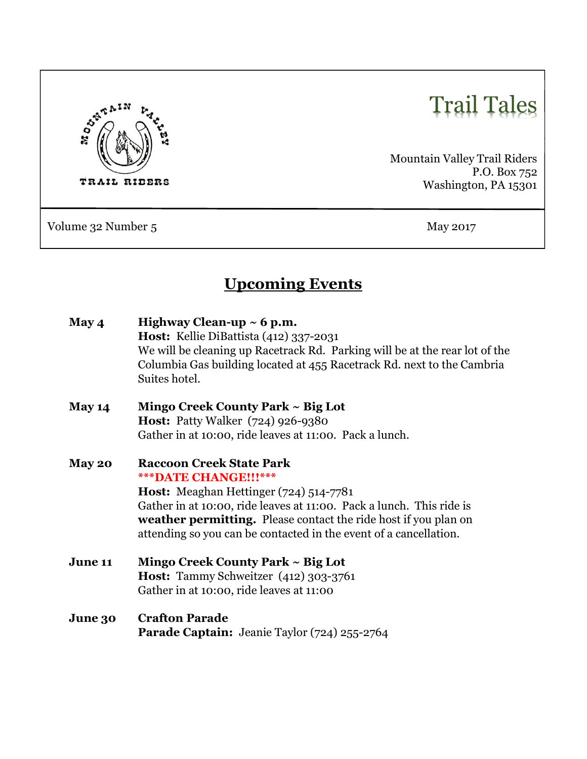# Trail Tales

Mountain Valley Trail Riders
P.O. Box 752
Washington, PA 15301

Volume 32 Number 5 May 2017

## Upcoming Events

**May 4** **Highway Clean-up ~ 6 p.m.**
**Host:** Kellie DiBattista (412) 337-2031
We will be cleaning up Racetrack Rd. Parking will be at the rear lot of the Columbia Gas building located at 455 Racetrack Rd. next to the Cambria Suites hotel.

**May 14** **Mingo Creek County Park ~ Big Lot**
**Host:** Patty Walker (724) 926-9380
Gather in at 10:00, ride leaves at 11:00. Pack a lunch.

**May 20** **Raccoon Creek State Park**
**\*\*\*DATE CHANGE!!!\*\*\***
**Host:** Meaghan Hettinger (724) 514-7781
Gather in at 10:00, ride leaves at 11:00. Pack a lunch. This ride is **weather permitting.** Please contact the ride host if you plan on attending so you can be contacted in the event of a cancellation.

**June 11** **Mingo Creek County Park ~ Big Lot**
**Host:** Tammy Schweitzer (412) 303-3761
Gather in at 10:00, ride leaves at 11:00

**June 30** **Crafton Parade**
**Parade Captain:** Jeanie Taylor (724) 255-2764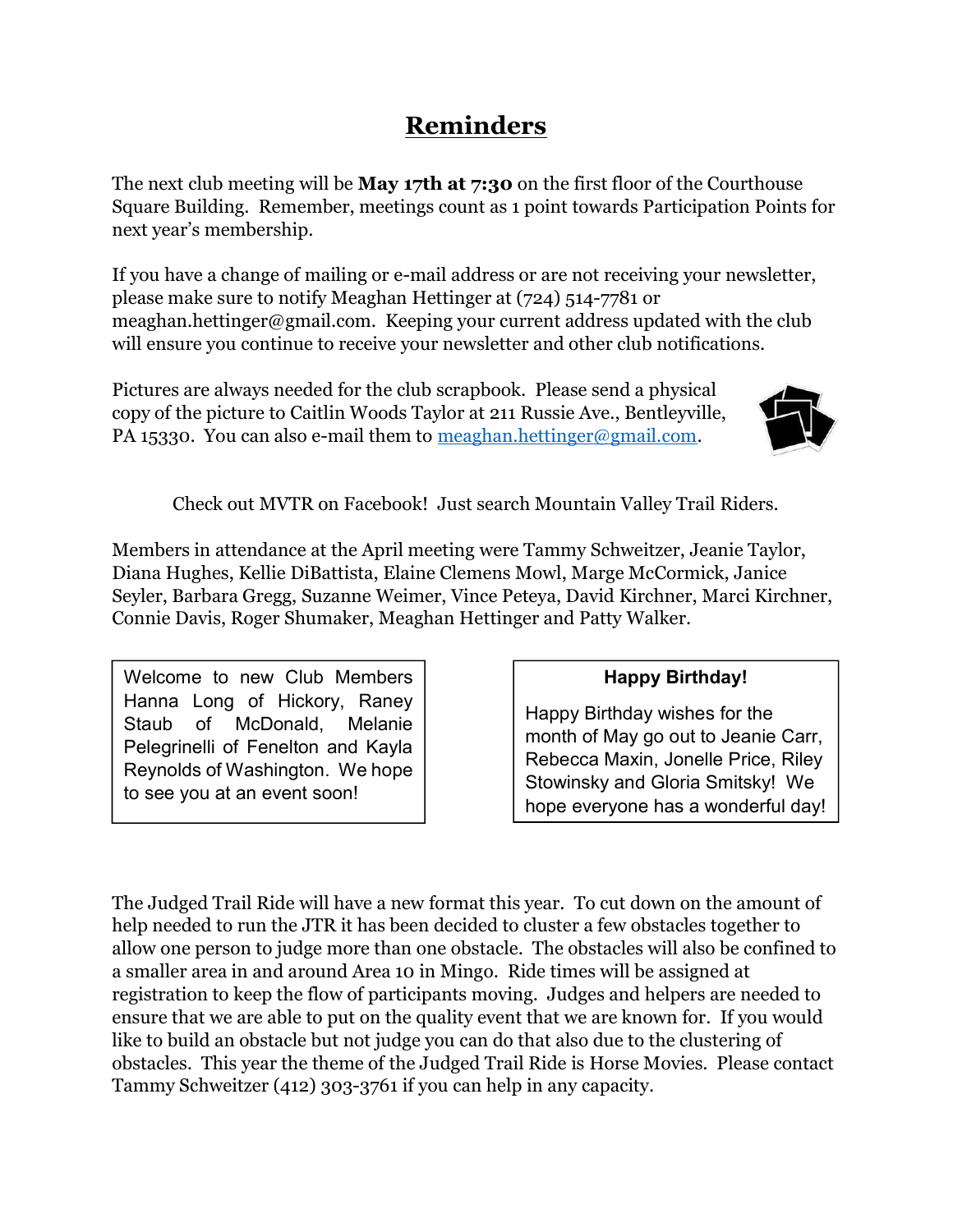# Reminders

The next club meeting will be **May 17th at 7:30** on the first floor of the Courthouse Square Building. Remember, meetings count as 1 point towards Participation Points for next year's membership.

If you have a change of mailing or e-mail address or are not receiving your newsletter, please make sure to notify Meaghan Hettinger at (724) 514-7781 or meaghan.hettinger@gmail.com. Keeping your current address updated with the club will ensure you continue to receive your newsletter and other club notifications.

Pictures are always needed for the club scrapbook. Please send a physical copy of the picture to Caitlin Woods Taylor at 211 Russie Ave., Bentleyville, PA 15330. You can also e-mail them to meaghan.hettinger@gmail.com.

Check out MVTR on Facebook! Just search Mountain Valley Trail Riders.

Members in attendance at the April meeting were Tammy Schweitzer, Jeanie Taylor, Diana Hughes, Kellie DiBattista, Elaine Clemens Mowl, Marge McCormick, Janice Seyler, Barbara Gregg, Suzanne Weimer, Vince Peteya, David Kirchner, Marci Kirchner, Connie Davis, Roger Shumaker, Meaghan Hettinger and Patty Walker.

Welcome to new Club Members Hanna Long of Hickory, Raney Staub of McDonald, Melanie Pelegrinelli of Fenelton and Kayla Reynolds of Washington. We hope to see you at an event soon!

**Happy Birthday!**

Happy Birthday wishes for the month of May go out to Jeanie Carr, Rebecca Maxin, Jonelle Price, Riley Stowinsky and Gloria Smitsky! We hope everyone has a wonderful day!

The Judged Trail Ride will have a new format this year. To cut down on the amount of help needed to run the JTR it has been decided to cluster a few obstacles together to allow one person to judge more than one obstacle. The obstacles will also be confined to a smaller area in and around Area 10 in Mingo. Ride times will be assigned at registration to keep the flow of participants moving. Judges and helpers are needed to ensure that we are able to put on the quality event that we are known for. If you would like to build an obstacle but not judge you can do that also due to the clustering of obstacles. This year the theme of the Judged Trail Ride is Horse Movies. Please contact Tammy Schweitzer (412) 303-3761 if you can help in any capacity.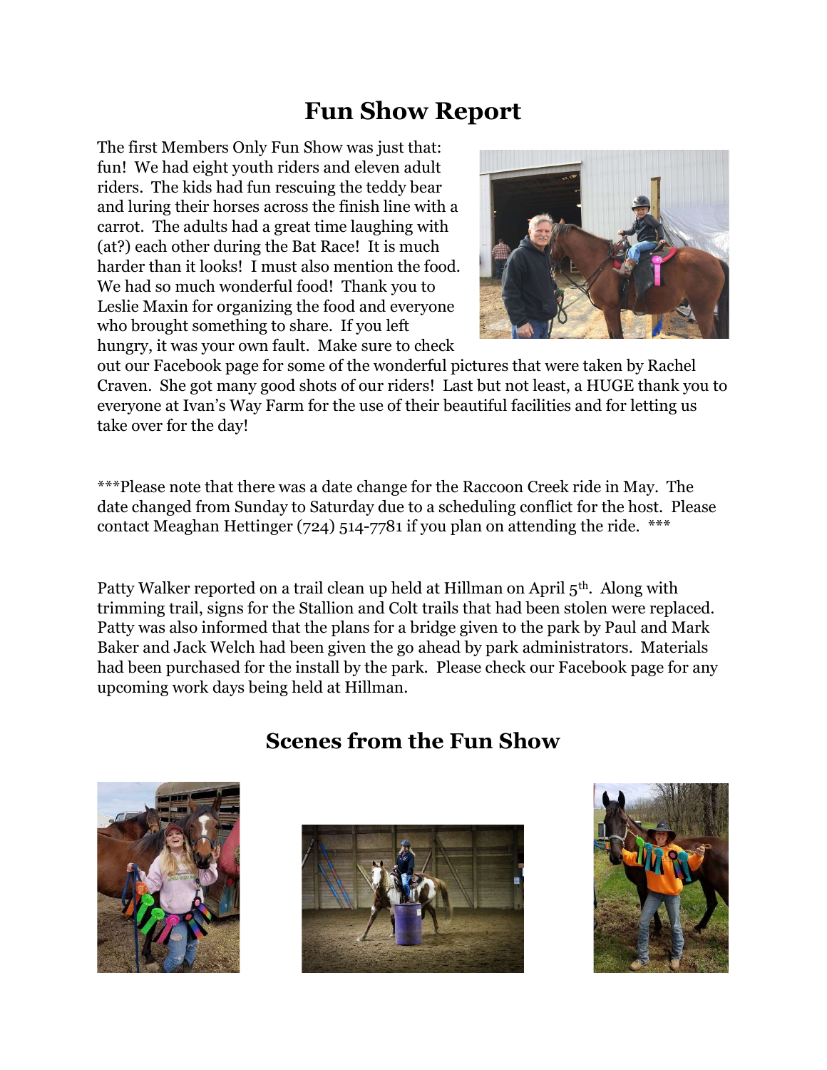# Fun Show Report

The first Members Only Fun Show was just that: fun! We had eight youth riders and eleven adult riders. The kids had fun rescuing the teddy bear and luring their horses across the finish line with a carrot. The adults had a great time laughing with (at?) each other during the Bat Race! It is much harder than it looks! I must also mention the food. We had so much wonderful food! Thank you to Leslie Maxin for organizing the food and everyone who brought something to share. If you left hungry, it was your own fault. Make sure to check out our Facebook page for some of the wonderful pictures that were taken by Rachel Craven. She got many good shots of our riders! Last but not least, a HUGE thank you to everyone at Ivan's Way Farm for the use of their beautiful facilities and for letting us take over for the day!

***Please note that there was a date change for the Raccoon Creek ride in May. The date changed from Sunday to Saturday due to a scheduling conflict for the host. Please contact Meaghan Hettinger (724) 514-7781 if you plan on attending the ride. ***

Patty Walker reported on a trail clean up held at Hillman on April 5th. Along with trimming trail, signs for the Stallion and Colt trails that had been stolen were replaced. Patty was also informed that the plans for a bridge given to the park by Paul and Mark Baker and Jack Welch had been given the go ahead by park administrators. Materials had been purchased for the install by the park. Please check our Facebook page for any upcoming work days being held at Hillman.

## Scenes from the Fun Show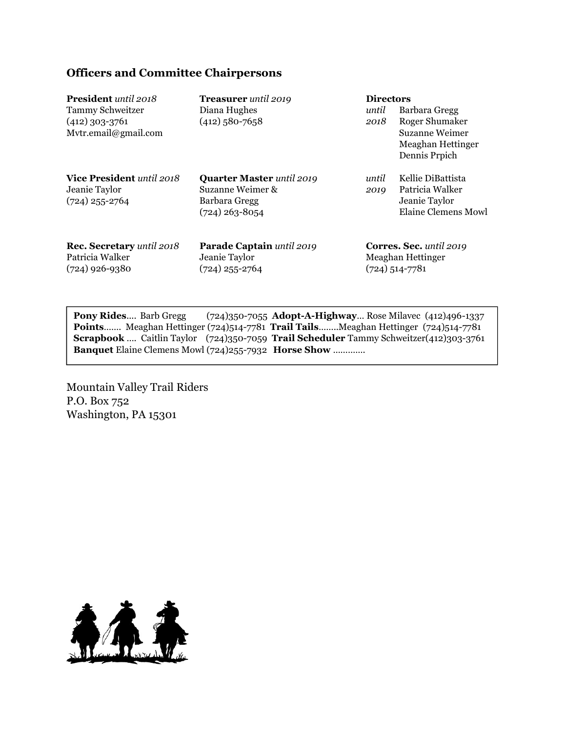## Officers and Committee Chairpersons

**President** *until 2018*
Tammy Schweitzer
(412) 303-3761
Mvtr.email@gmail.com

**Treasurer** *until 2019*
Diana Hughes
(412) 580-7658

**Directors**

*until 2018*
Barbara Gregg
Roger Shumaker
Suzanne Weimer
Meaghan Hettinger
Dennis Prpich

*until 2019*
Kellie DiBattista
Patricia Walker
Jeanie Taylor
Elaine Clemens Mowl

**Vice President** *until 2018*
Jeanie Taylor
(724) 255-2764

**Quarter Master** *until 2019*
Suzanne Weimer &
Barbara Gregg
(724) 263-8054

**Rec. Secretary** *until 2018*
Patricia Walker
(724) 926-9380

**Parade Captain** *until 2019*
Jeanie Taylor
(724) 255-2764

**Corres. Sec.** *until 2019*
Meaghan Hettinger
(724) 514-7781

**Pony Rides**.... Barb Gregg (724)350-7055 **Adopt-A-Highway**... Rose Milavec (412)496-1337
**Points**....... Meaghan Hettinger (724)514-7781 **Trail Tails**........Meaghan Hettinger (724)514-7781
**Scrapbook** .... Caitlin Taylor (724)350-7059 **Trail Scheduler** Tammy Schweitzer(412)303-3761
**Banquet** Elaine Clemens Mowl (724)255-7932 **Horse Show** .............

Mountain Valley Trail Riders
P.O. Box 752
Washington, PA 15301